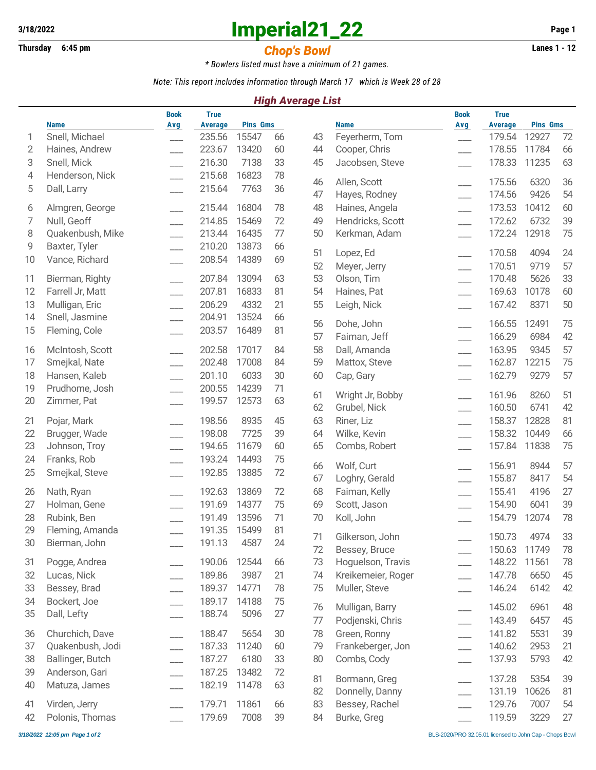**3/18/2022** 

# Imperial21_22

**Thursday 6:45 pm** 

## *Chop's Bowl*

**Lanes 1 - 12**

*\* Bowlers listed must have a minimum of 21 games.*

*Note: This report includes information through March 17 which is Week 28 of 28*

### *High Average List*

| | Name | Book Avg | True Average | Pins | Gms |
|---|---|---|---|---|---|
| 1 | Snell, Michael | ___ | 235.56 | 15547 | 66 |
| 2 | Haines, Andrew | ___ | 223.67 | 13420 | 60 |
| 3 | Snell, Mick | ___ | 216.30 | 7138 | 33 |
| 4 | Henderson, Nick | ___ | 215.68 | 16823 | 78 |
| 5 | Dall, Larry | ___ | 215.64 | 7763 | 36 |
| 6 | Almgren, George | ___ | 215.44 | 16804 | 78 |
| 7 | Null, Geoff | ___ | 214.85 | 15469 | 72 |
| 8 | Quakenbush, Mike | ___ | 213.44 | 16435 | 77 |
| 9 | Baxter, Tyler | ___ | 210.20 | 13873 | 66 |
| 10 | Vance, Richard | ___ | 208.54 | 14389 | 69 |
| 11 | Bierman, Righty | ___ | 207.84 | 13094 | 63 |
| 12 | Farrell Jr, Matt | ___ | 207.81 | 16833 | 81 |
| 13 | Mulligan, Eric | ___ | 206.29 | 4332 | 21 |
| 14 | Snell, Jasmine | ___ | 204.91 | 13524 | 66 |
| 15 | Fleming, Cole | ___ | 203.57 | 16489 | 81 |
| 16 | McIntosh, Scott | ___ | 202.58 | 17017 | 84 |
| 17 | Smejkal, Nate | ___ | 202.48 | 17008 | 84 |
| 18 | Hansen, Kaleb | ___ | 201.10 | 6033 | 30 |
| 19 | Prudhome, Josh | ___ | 200.55 | 14239 | 71 |
| 20 | Zimmer, Pat | ___ | 199.57 | 12573 | 63 |
| 21 | Pojar, Mark | ___ | 198.56 | 8935 | 45 |
| 22 | Brugger, Wade | ___ | 198.08 | 7725 | 39 |
| 23 | Johnson, Troy | ___ | 194.65 | 11679 | 60 |
| 24 | Franks, Rob | ___ | 193.24 | 14493 | 75 |
| 25 | Smejkal, Steve | ___ | 192.85 | 13885 | 72 |
| 26 | Nath, Ryan | ___ | 192.63 | 13869 | 72 |
| 27 | Holman, Gene | ___ | 191.69 | 14377 | 75 |
| 28 | Rubink, Ben | ___ | 191.49 | 13596 | 71 |
| 29 | Fleming, Amanda | ___ | 191.35 | 15499 | 81 |
| 30 | Bierman, John | ___ | 191.13 | 4587 | 24 |
| 31 | Pogge, Andrea | ___ | 190.06 | 12544 | 66 |
| 32 | Lucas, Nick | ___ | 189.86 | 3987 | 21 |
| 33 | Bessey, Brad | ___ | 189.37 | 14771 | 78 |
| 34 | Bockert, Joe | ___ | 189.17 | 14188 | 75 |
| 35 | Dall, Lefty | ___ | 188.74 | 5096 | 27 |
| 36 | Churchich, Dave | ___ | 188.47 | 5654 | 30 |
| 37 | Quakenbush, Jodi | ___ | 187.33 | 11240 | 60 |
| 38 | Ballinger, Butch | ___ | 187.27 | 6180 | 33 |
| 39 | Anderson, Gari | ___ | 187.25 | 13482 | 72 |
| 40 | Matuza, James | ___ | 182.19 | 11478 | 63 |
| 41 | Virden, Jerry | ___ | 179.71 | 11861 | 66 |
| 42 | Polonis, Thomas | ___ | 179.69 | 7008 | 39 |
| 43 | Feyerherm, Tom | ___ | 179.54 | 12927 | 72 |
| 44 | Cooper, Chris | ___ | 178.55 | 11784 | 66 |
| 45 | Jacobsen, Steve | ___ | 178.33 | 11235 | 63 |
| 46 | Allen, Scott | ___ | 175.56 | 6320 | 36 |
| 47 | Hayes, Rodney | ___ | 174.56 | 9426 | 54 |
| 48 | Haines, Angela | ___ | 173.53 | 10412 | 60 |
| 49 | Hendricks, Scott | ___ | 172.62 | 6732 | 39 |
| 50 | Kerkman, Adam | ___ | 172.24 | 12918 | 75 |
| 51 | Lopez, Ed | ___ | 170.58 | 4094 | 24 |
| 52 | Meyer, Jerry | ___ | 170.51 | 9719 | 57 |
| 53 | Olson, Tim | ___ | 170.48 | 5626 | 33 |
| 54 | Haines, Pat | ___ | 169.63 | 10178 | 60 |
| 55 | Leigh, Nick | ___ | 167.42 | 8371 | 50 |
| 56 | Dohe, John | ___ | 166.55 | 12491 | 75 |
| 57 | Faiman, Jeff | ___ | 166.29 | 6984 | 42 |
| 58 | Dall, Amanda | ___ | 163.95 | 9345 | 57 |
| 59 | Mattox, Steve | ___ | 162.87 | 12215 | 75 |
| 60 | Cap, Gary | ___ | 162.79 | 9279 | 57 |
| 61 | Wright Jr, Bobby | ___ | 161.96 | 8260 | 51 |
| 62 | Grubel, Nick | ___ | 160.50 | 6741 | 42 |
| 63 | Riner, Liz | ___ | 158.37 | 12828 | 81 |
| 64 | Wilke, Kevin | ___ | 158.32 | 10449 | 66 |
| 65 | Combs, Robert | ___ | 157.84 | 11838 | 75 |
| 66 | Wolf, Curt | ___ | 156.91 | 8944 | 57 |
| 67 | Loghry, Gerald | ___ | 155.87 | 8417 | 54 |
| 68 | Faiman, Kelly | ___ | 155.41 | 4196 | 27 |
| 69 | Scott, Jason | ___ | 154.90 | 6041 | 39 |
| 70 | Koll, John | ___ | 154.79 | 12074 | 78 |
| 71 | Gilkerson, John | ___ | 150.73 | 4974 | 33 |
| 72 | Bessey, Bruce | ___ | 150.63 | 11749 | 78 |
| 73 | Hoguelson, Travis | ___ | 148.22 | 11561 | 78 |
| 74 | Kreikemeier, Roger | ___ | 147.78 | 6650 | 45 |
| 75 | Muller, Steve | ___ | 146.24 | 6142 | 42 |
| 76 | Mulligan, Barry | ___ | 145.02 | 6961 | 48 |
| 77 | Podjenski, Chris | ___ | 143.49 | 6457 | 45 |
| 78 | Green, Ronny | ___ | 141.82 | 5531 | 39 |
| 79 | Frankeberger, Jon | ___ | 140.62 | 2953 | 21 |
| 80 | Combs, Cody | ___ | 137.93 | 5793 | 42 |
| 81 | Bormann, Greg | ___ | 137.28 | 5354 | 39 |
| 82 | Donnelly, Danny | ___ | 131.19 | 10626 | 81 |
| 83 | Bessey, Rachel | ___ | 129.76 | 7007 | 54 |
| 84 | Burke, Greg | ___ | 119.59 | 3229 | 27 |

*3/18/2022 12:05 pm Page 1 of 2* BLS-2020/PRO 32.05.01 licensed to John Cap - Chops Bowl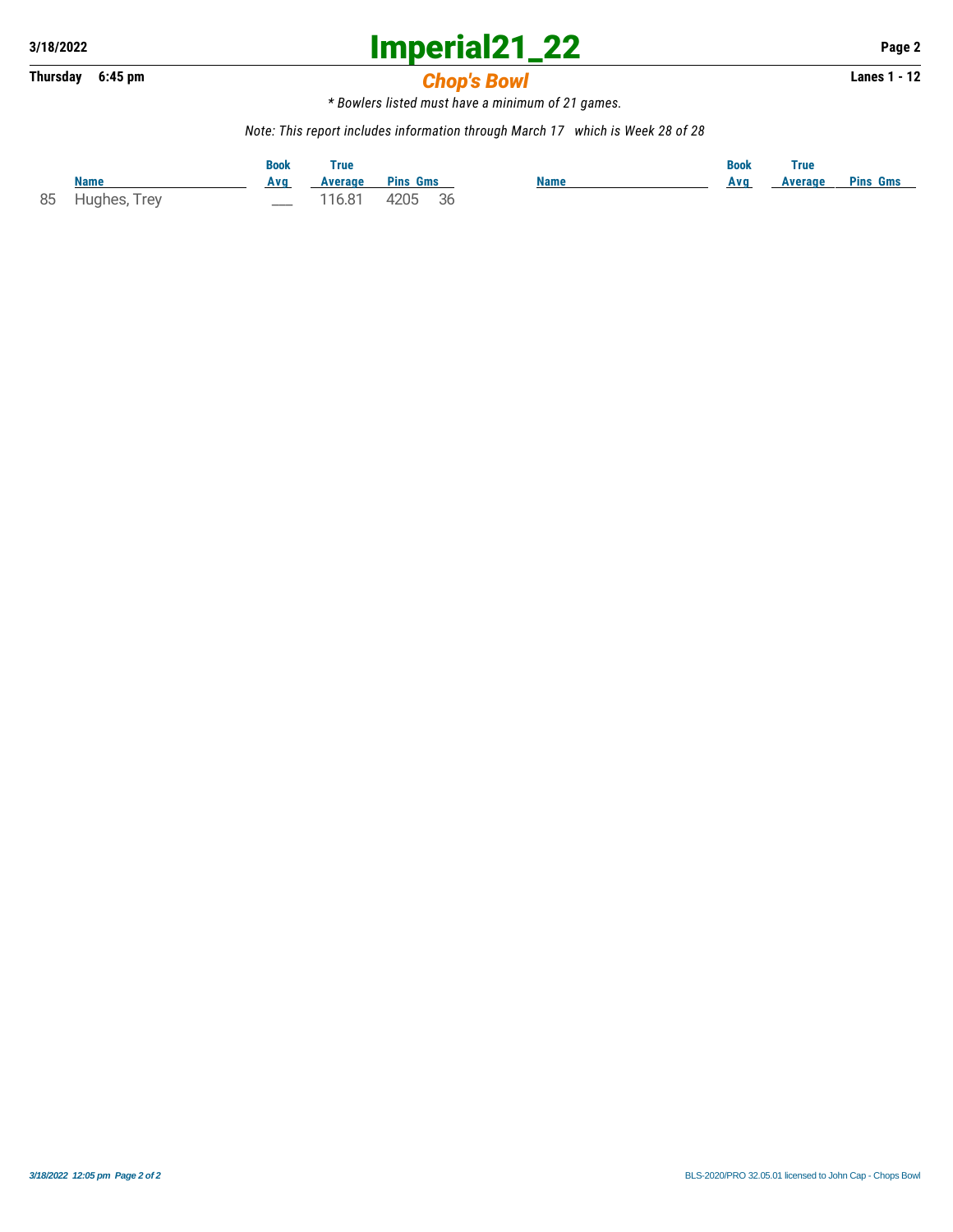# Imperial21_22

*Chop's Bowl*

3/18/2022 | Thursday 6:45 pm | Lanes 1 - 12

*\* Bowlers listed must have a minimum of 21 games.*

*Note: This report includes information through March 17 which is Week 28 of 28*

| | Name | Book Avg | True Average | Pins | Gms |
|---|---|---|---|---|---|
| 85 | Hughes, Trey | ___ | 116.81 | 4205 | 36 |